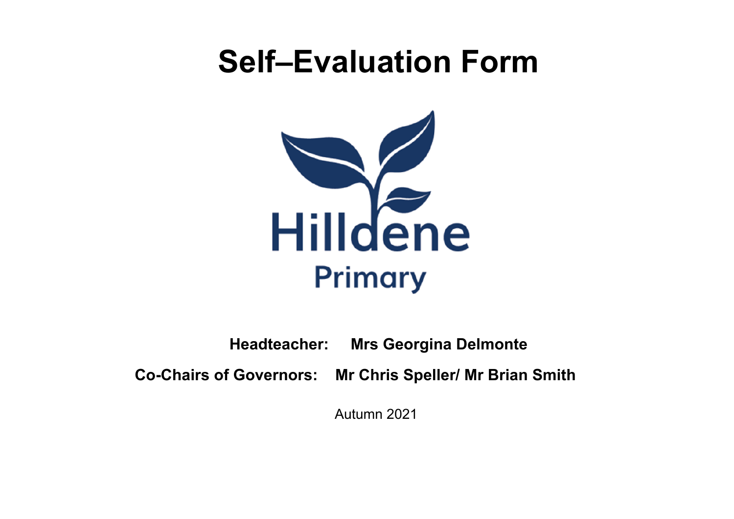# Self–Evaluation Form

Hilldene Primary

**Headteacher:** **Mrs Georgina Delmonte**

**Co-Chairs of Governors:** **Mr Chris Speller/ Mr Brian Smith**

Autumn 2021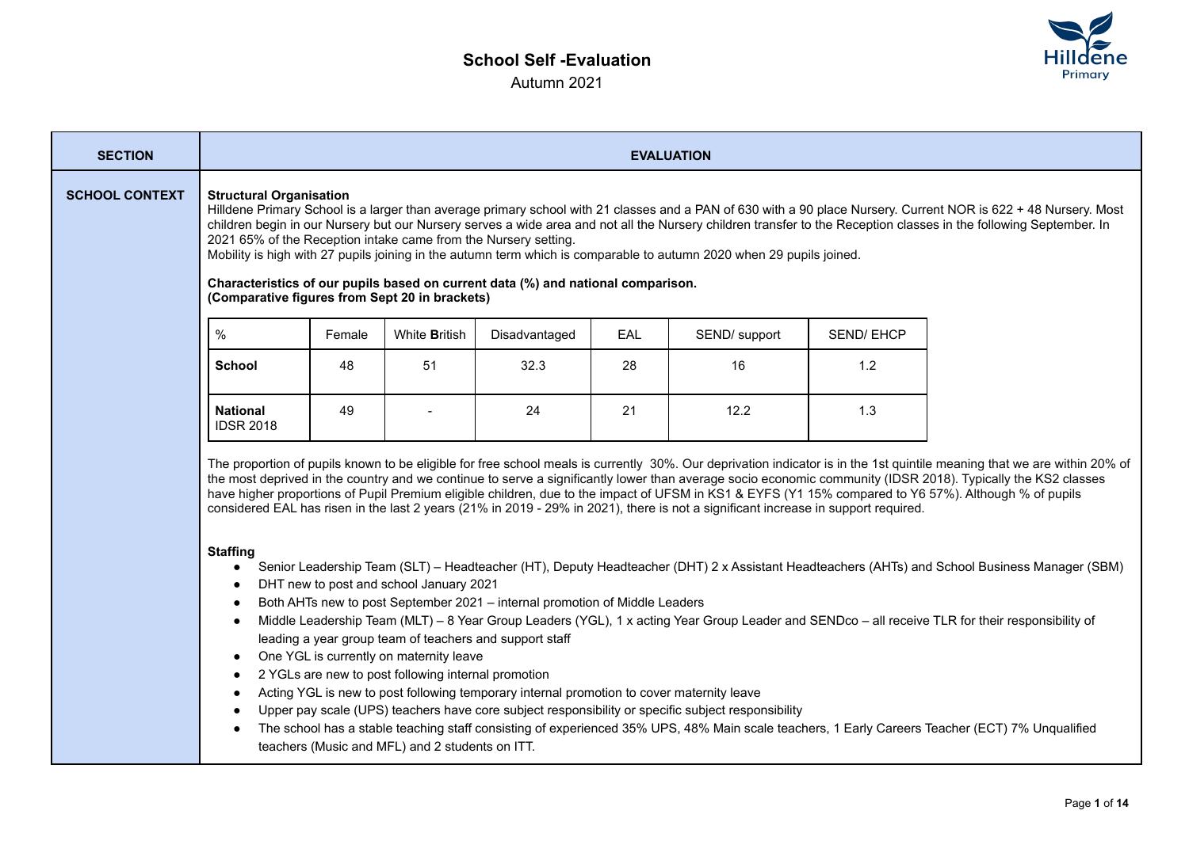# School Self -Evaluation

Autumn 2021

| SECTION | EVALUATION |
|---|---|
| SCHOOL CONTEXT | See below |

## SCHOOL CONTEXT

**Structural Organisation**

Hilldene Primary School is a larger than average primary school with 21 classes and a PAN of 630 with a 90 place Nursery. Current NOR is 622 + 48 Nursery. Most children begin in our Nursery but our Nursery serves a wide area and not all the Nursery children transfer to the Reception classes in the following September. In 2021 65% of the Reception intake came from the Nursery setting.

Mobility is high with 27 pupils joining in the autumn term which is comparable to autumn 2020 when 29 pupils joined.

**Characteristics of our pupils based on current data (%) and national comparison.**
**(Comparative figures from Sept 20 in brackets)**

| % | Female | White **B**ritish | Disadvantaged | EAL | SEND/ support | SEND/ EHCP |
|---|---|---|---|---|---|---|
| **School** | 48 | 51 | 32.3 | 28 | 16 | 1.2 |
| **National** IDSR 2018 | 49 | - | 24 | 21 | 12.2 | 1.3 |

The proportion of pupils known to be eligible for free school meals is currently 30%. Our deprivation indicator is in the 1st quintile meaning that we are within 20% of the most deprived in the country and we continue to serve a significantly lower than average socio economic community (IDSR 2018). Typically the KS2 classes have higher proportions of Pupil Premium eligible children, due to the impact of UFSM in KS1 & EYFS (Y1 15% compared to Y6 57%). Although % of pupils considered EAL has risen in the last 2 years (21% in 2019 - 29% in 2021), there is not a significant increase in support required.

**Staffing**

- Senior Leadership Team (SLT) – Headteacher (HT), Deputy Headteacher (DHT) 2 x Assistant Headteachers (AHTs) and School Business Manager (SBM)
- DHT new to post and school January 2021
- Both AHTs new to post September 2021 – internal promotion of Middle Leaders
- Middle Leadership Team (MLT) – 8 Year Group Leaders (YGL), 1 x acting Year Group Leader and SENDco – all receive TLR for their responsibility of leading a year group team of teachers and support staff
- One YGL is currently on maternity leave
- 2 YGLs are new to post following internal promotion
- Acting YGL is new to post following temporary internal promotion to cover maternity leave
- Upper pay scale (UPS) teachers have core subject responsibility or specific subject responsibility
- The school has a stable teaching staff consisting of experienced 35% UPS, 48% Main scale teachers, 1 Early Careers Teacher (ECT) 7% Unqualified teachers (Music and MFL) and 2 students on ITT.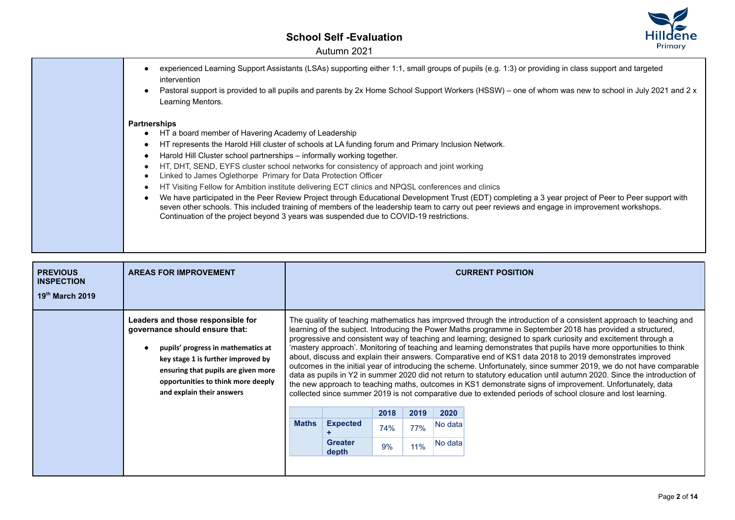- experienced Learning Support Assistants (LSAs) supporting either 1:1, small groups of pupils (e.g. 1:3) or providing in class support and targeted intervention
- Pastoral support is provided to all pupils and parents by 2x Home School Support Workers (HSSW) – one of whom was new to school in July 2021 and 2 x Learning Mentors.

**Partnerships**

- HT a board member of Havering Academy of Leadership
- HT represents the Harold Hill cluster of schools at LA funding forum and Primary Inclusion Network.
- Harold Hill Cluster school partnerships – informally working together.
- HT, DHT, SEND, EYFS cluster school networks for consistency of approach and joint working
- Linked to James Oglethorpe Primary for Data Protection Officer
- HT Visiting Fellow for Ambition institute delivering ECT clinics and NPQSL conferences and clinics
- We have participated in the Peer Review Project through Educational Development Trust (EDT) completing a 3 year project of Peer to Peer support with seven other schools. This included training of members of the leadership team to carry out peer reviews and engage in improvement workshops. Continuation of the project beyond 3 years was suspended due to COVID-19 restrictions.

| **PREVIOUS INSPECTION** **19th March 2019** | **AREAS FOR IMPROVEMENT** | **CURRENT POSITION** |
|---|---|---|
| | **Leaders and those responsible for governance should ensure that:** <br> • **pupils' progress in mathematics at key stage 1 is further improved by ensuring that pupils are given more opportunities to think more deeply and explain their answers** | The quality of teaching mathematics has improved through the introduction of a consistent approach to teaching and learning of the subject. Introducing the Power Maths programme in September 2018 has provided a structured, progressive and consistent way of teaching and learning; designed to spark curiosity and excitement through a 'mastery approach'. Monitoring of teaching and learning demonstrates that pupils have more opportunities to think about, discuss and explain their answers. Comparative end of KS1 data 2018 to 2019 demonstrates improved outcomes in the initial year of introducing the scheme. Unfortunately, since summer 2019, we do not have comparable data as pupils in Y2 in summer 2020 did not return to statutory education until autumn 2020. Since the introduction of the new approach to teaching maths, outcomes in KS1 demonstrate signs of improvement. Unfortunately, data collected since summer 2019 is not comparative due to extended periods of school closure and lost learning. |

| | | 2018 | 2019 | 2020 |
|---|---|---|---|---|
| **Maths** | **Expected +** | 74% | 77% | No data |
| | **Greater depth** | 9% | 11% | No data |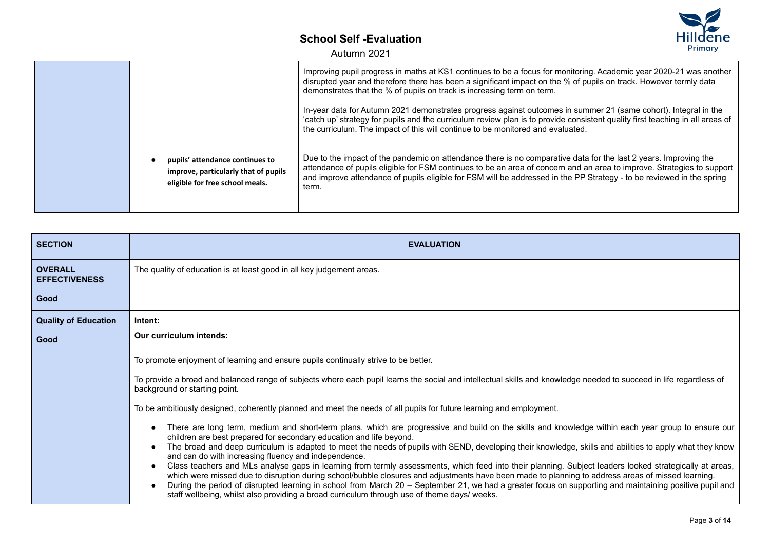| | | |
|---|---|---|
| | | Improving pupil progress in maths at KS1 continues to be a focus for monitoring. Academic year 2020-21 was another disrupted year and therefore there has been a significant impact on the % of pupils on track. However termly data demonstrates that the % of pupils on track is increasing term on term.<br><br>In-year data for Autumn 2021 demonstrates progress against outcomes in summer 21 (same cohort). Integral in the 'catch up' strategy for pupils and the curriculum review plan is to provide consistent quality first teaching in all areas of the curriculum. The impact of this will continue to be monitored and evaluated. |
| | • **pupils' attendance continues to improve, particularly that of pupils eligible for free school meals.** | Due to the impact of the pandemic on attendance there is no comparative data for the last 2 years. Improving the attendance of pupils eligible for FSM continues to be an area of concern and an area to improve. Strategies to support and improve attendance of pupils eligible for FSM will be addressed in the PP Strategy - to be reviewed in the spring term. |

| SECTION | EVALUATION |
|---|---|
| **OVERALL EFFECTIVENESS**<br><br>**Good** | The quality of education is at least good in all key judgement areas. |
| **Quality of Education**<br><br>**Good** | **Intent:**<br><br>**Our curriculum intends:**<br><br>To promote enjoyment of learning and ensure pupils continually strive to be better.<br><br>To provide a broad and balanced range of subjects where each pupil learns the social and intellectual skills and knowledge needed to succeed in life regardless of background or starting point.<br><br>To be ambitiously designed, coherently planned and meet the needs of all pupils for future learning and employment.<br><br>• There are long term, medium and short-term plans, which are progressive and build on the skills and knowledge within each year group to ensure our children are best prepared for secondary education and life beyond.<br>• The broad and deep curriculum is adapted to meet the needs of pupils with SEND, developing their knowledge, skills and abilities to apply what they know and can do with increasing fluency and independence.<br>• Class teachers and MLs analyse gaps in learning from termly assessments, which feed into their planning. Subject leaders looked strategically at areas, which were missed due to disruption during school/bubble closures and adjustments have been made to planning to address areas of missed learning.<br>• During the period of disrupted learning in school from March 20 – September 21, we had a greater focus on supporting and maintaining positive pupil and staff wellbeing, whilst also providing a broad curriculum through use of theme days/ weeks. |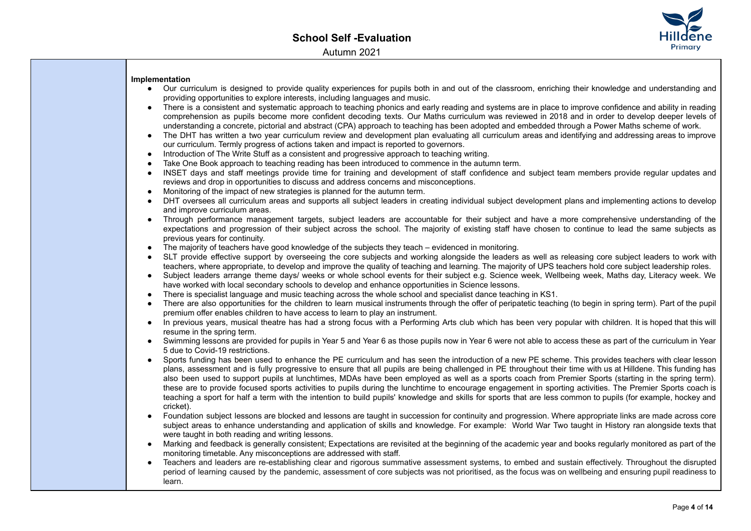**Implementation**

- Our curriculum is designed to provide quality experiences for pupils both in and out of the classroom, enriching their knowledge and understanding and providing opportunities to explore interests, including languages and music.
- There is a consistent and systematic approach to teaching phonics and early reading and systems are in place to improve confidence and ability in reading comprehension as pupils become more confident decoding texts. Our Maths curriculum was reviewed in 2018 and in order to develop deeper levels of understanding a concrete, pictorial and abstract (CPA) approach to teaching has been adopted and embedded through a Power Maths scheme of work.
- The DHT has written a two year curriculum review and development plan evaluating all curriculum areas and identifying and addressing areas to improve our curriculum. Termly progress of actions taken and impact is reported to governors.
- Introduction of The Write Stuff as a consistent and progressive approach to teaching writing.
- Take One Book approach to teaching reading has been introduced to commence in the autumn term.
- INSET days and staff meetings provide time for training and development of staff confidence and subject team members provide regular updates and reviews and drop in opportunities to discuss and address concerns and misconceptions.
- Monitoring of the impact of new strategies is planned for the autumn term.
- DHT oversees all curriculum areas and supports all subject leaders in creating individual subject development plans and implementing actions to develop and improve curriculum areas.
- Through performance management targets, subject leaders are accountable for their subject and have a more comprehensive understanding of the expectations and progression of their subject across the school. The majority of existing staff have chosen to continue to lead the same subjects as previous years for continuity.
- The majority of teachers have good knowledge of the subjects they teach – evidenced in monitoring.
- SLT provide effective support by overseeing the core subjects and working alongside the leaders as well as releasing core subject leaders to work with teachers, where appropriate, to develop and improve the quality of teaching and learning. The majority of UPS teachers hold core subject leadership roles.
- Subject leaders arrange theme days/ weeks or whole school events for their subject e.g. Science week, Wellbeing week, Maths day, Literacy week. We have worked with local secondary schools to develop and enhance opportunities in Science lessons.
- There is specialist language and music teaching across the whole school and specialist dance teaching in KS1.
- There are also opportunities for the children to learn musical instruments through the offer of peripatetic teaching (to begin in spring term). Part of the pupil premium offer enables children to have access to learn to play an instrument.
- In previous years, musical theatre has had a strong focus with a Performing Arts club which has been very popular with children. It is hoped that this will resume in the spring term.
- Swimming lessons are provided for pupils in Year 5 and Year 6 as those pupils now in Year 6 were not able to access these as part of the curriculum in Year 5 due to Covid-19 restrictions.
- Sports funding has been used to enhance the PE curriculum and has seen the introduction of a new PE scheme. This provides teachers with clear lesson plans, assessment and is fully progressive to ensure that all pupils are being challenged in PE throughout their time with us at Hilldene. This funding has also been used to support pupils at lunchtimes, MDAs have been employed as well as a sports coach from Premier Sports (starting in the spring term). these are to provide focused sports activities to pupils during the lunchtime to encourage engagement in sporting activities. The Premier Sports coach is teaching a sport for half a term with the intention to build pupils' knowledge and skills for sports that are less common to pupils (for example, hockey and cricket).
- Foundation subject lessons are blocked and lessons are taught in succession for continuity and progression. Where appropriate links are made across core subject areas to enhance understanding and application of skills and knowledge. For example: World War Two taught in History ran alongside texts that were taught in both reading and writing lessons.
- Marking and feedback is generally consistent; Expectations are revisited at the beginning of the academic year and books regularly monitored as part of the monitoring timetable. Any misconceptions are addressed with staff.
- Teachers and leaders are re-establishing clear and rigorous summative assessment systems, to embed and sustain effectively. Throughout the disrupted period of learning caused by the pandemic, assessment of core subjects was not prioritised, as the focus was on wellbeing and ensuring pupil readiness to learn.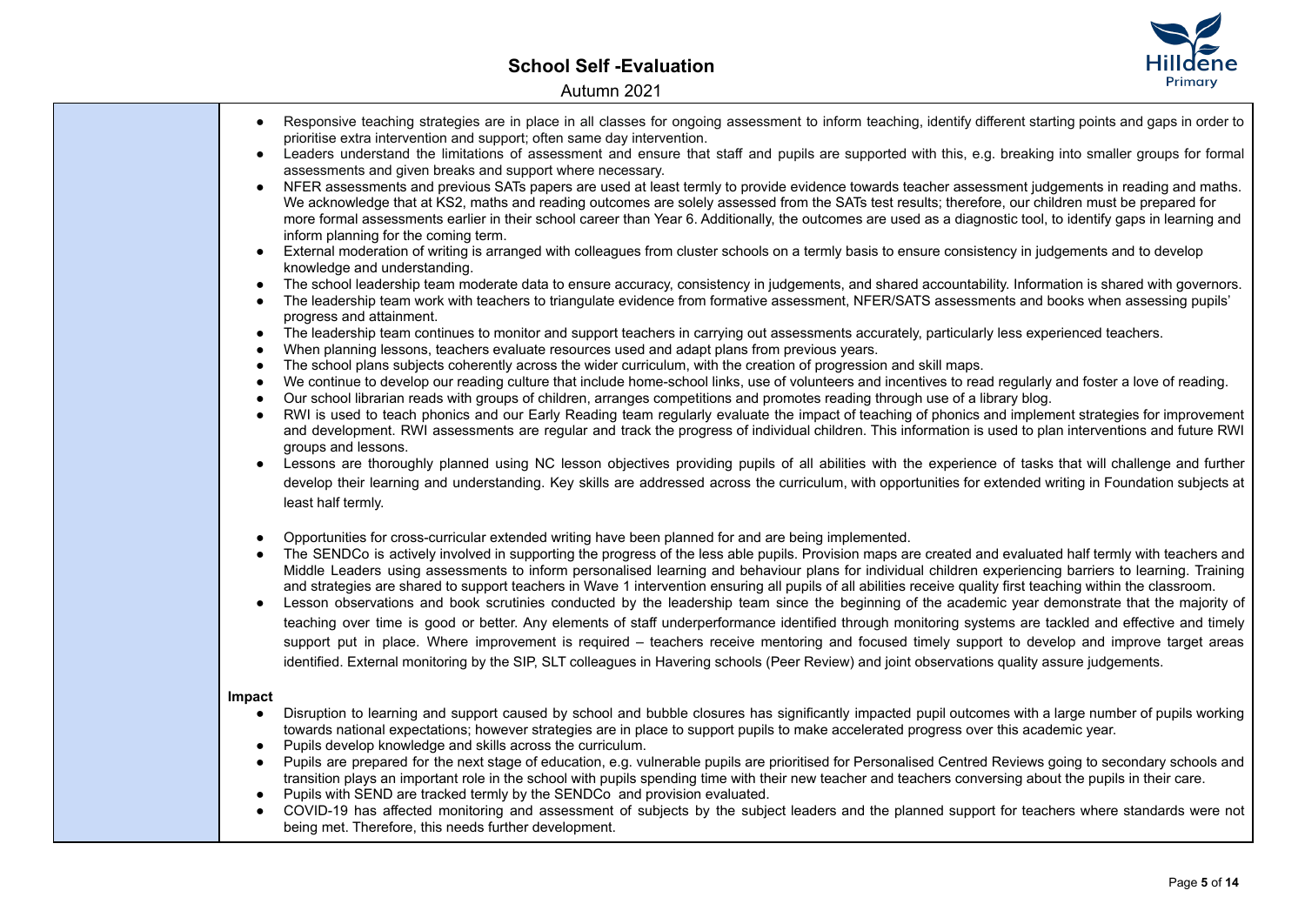- Responsive teaching strategies are in place in all classes for ongoing assessment to inform teaching, identify different starting points and gaps in order to prioritise extra intervention and support; often same day intervention.
- Leaders understand the limitations of assessment and ensure that staff and pupils are supported with this, e.g. breaking into smaller groups for formal assessments and given breaks and support where necessary.
- NFER assessments and previous SATs papers are used at least termly to provide evidence towards teacher assessment judgements in reading and maths. We acknowledge that at KS2, maths and reading outcomes are solely assessed from the SATs test results; therefore, our children must be prepared for more formal assessments earlier in their school career than Year 6. Additionally, the outcomes are used as a diagnostic tool, to identify gaps in learning and inform planning for the coming term.
- External moderation of writing is arranged with colleagues from cluster schools on a termly basis to ensure consistency in judgements and to develop knowledge and understanding.
- The school leadership team moderate data to ensure accuracy, consistency in judgements, and shared accountability. Information is shared with governors.
- The leadership team work with teachers to triangulate evidence from formative assessment, NFER/SATS assessments and books when assessing pupils' progress and attainment.
- The leadership team continues to monitor and support teachers in carrying out assessments accurately, particularly less experienced teachers.
- When planning lessons, teachers evaluate resources used and adapt plans from previous years.
- The school plans subjects coherently across the wider curriculum, with the creation of progression and skill maps.
- We continue to develop our reading culture that include home-school links, use of volunteers and incentives to read regularly and foster a love of reading.
- Our school librarian reads with groups of children, arranges competitions and promotes reading through use of a library blog.
- RWI is used to teach phonics and our Early Reading team regularly evaluate the impact of teaching of phonics and implement strategies for improvement and development. RWI assessments are regular and track the progress of individual children. This information is used to plan interventions and future RWI groups and lessons.
- Lessons are thoroughly planned using NC lesson objectives providing pupils of all abilities with the experience of tasks that will challenge and further develop their learning and understanding. Key skills are addressed across the curriculum, with opportunities for extended writing in Foundation subjects at least half termly.
- Opportunities for cross-curricular extended writing have been planned for and are being implemented.
- The SENDCo is actively involved in supporting the progress of the less able pupils. Provision maps are created and evaluated half termly with teachers and Middle Leaders using assessments to inform personalised learning and behaviour plans for individual children experiencing barriers to learning. Training and strategies are shared to support teachers in Wave 1 intervention ensuring all pupils of all abilities receive quality first teaching within the classroom.
- Lesson observations and book scrutinies conducted by the leadership team since the beginning of the academic year demonstrate that the majority of teaching over time is good or better. Any elements of staff underperformance identified through monitoring systems are tackled and effective and timely support put in place. Where improvement is required – teachers receive mentoring and focused timely support to develop and improve target areas identified. External monitoring by the SIP, SLT colleagues in Havering schools (Peer Review) and joint observations quality assure judgements.

**Impact**

- Disruption to learning and support caused by school and bubble closures has significantly impacted pupil outcomes with a large number of pupils working towards national expectations; however strategies are in place to support pupils to make accelerated progress over this academic year.
- Pupils develop knowledge and skills across the curriculum.
- Pupils are prepared for the next stage of education, e.g. vulnerable pupils are prioritised for Personalised Centred Reviews going to secondary schools and transition plays an important role in the school with pupils spending time with their new teacher and teachers conversing about the pupils in their care.
- Pupils with SEND are tracked termly by the SENDCo and provision evaluated.
- COVID-19 has affected monitoring and assessment of subjects by the subject leaders and the planned support for teachers where standards were not being met. Therefore, this needs further development.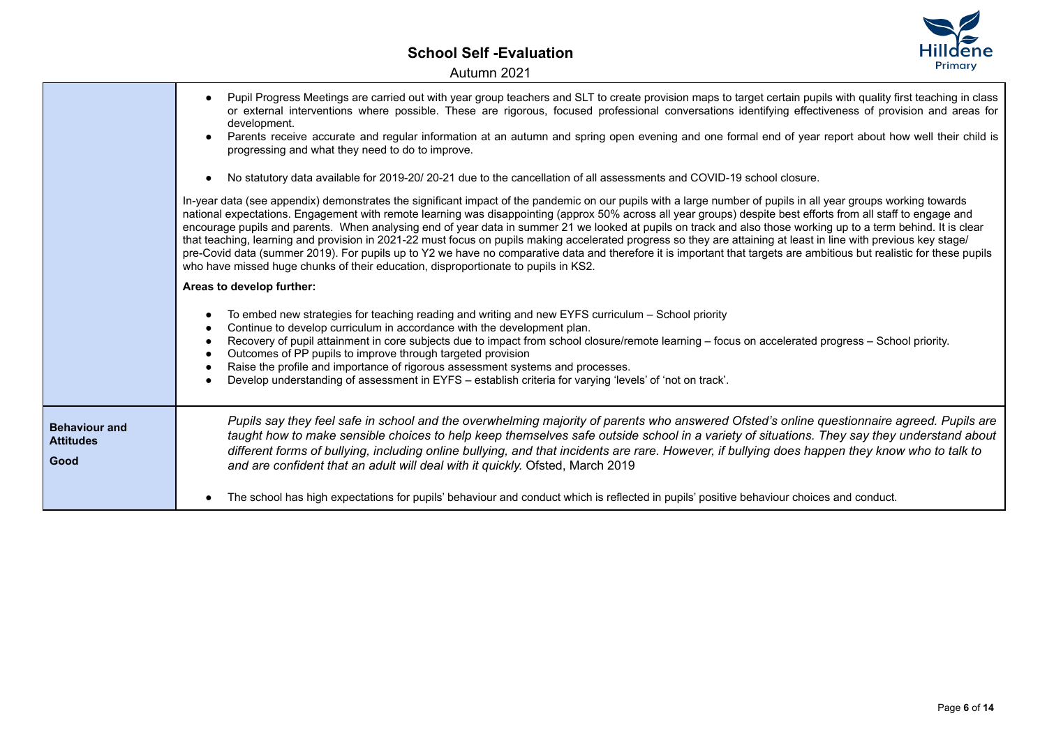| | |
|---|---|
| | • Pupil Progress Meetings are carried out with year group teachers and SLT to create provision maps to target certain pupils with quality first teaching in class or external interventions where possible. These are rigorous, focused professional conversations identifying effectiveness of provision and areas for development.<br>• Parents receive accurate and regular information at an autumn and spring open evening and one formal end of year report about how well their child is progressing and what they need to do to improve.<br><br>• No statutory data available for 2019-20/ 20-21 due to the cancellation of all assessments and COVID-19 school closure.<br><br>In-year data (see appendix) demonstrates the significant impact of the pandemic on our pupils with a large number of pupils in all year groups working towards national expectations. Engagement with remote learning was disappointing (approx 50% across all year groups) despite best efforts from all staff to engage and encourage pupils and parents. When analysing end of year data in summer 21 we looked at pupils on track and also those working up to a term behind. It is clear that teaching, learning and provision in 2021-22 must focus on pupils making accelerated progress so they are attaining at least in line with previous key stage/ pre-Covid data (summer 2019). For pupils up to Y2 we have no comparative data and therefore it is important that targets are ambitious but realistic for these pupils who have missed huge chunks of their education, disproportionate to pupils in KS2.<br><br>**Areas to develop further:**<br><br>• To embed new strategies for teaching reading and writing and new EYFS curriculum – School priority<br>• Continue to develop curriculum in accordance with the development plan.<br>• Recovery of pupil attainment in core subjects due to impact from school closure/remote learning – focus on accelerated progress – School priority.<br>• Outcomes of PP pupils to improve through targeted provision<br>• Raise the profile and importance of rigorous assessment systems and processes.<br>• Develop understanding of assessment in EYFS – establish criteria for varying 'levels' of 'not on track'. |
| **Behaviour and Attitudes**<br><br>**Good** | *Pupils say they feel safe in school and the overwhelming majority of parents who answered Ofsted's online questionnaire agreed. Pupils are taught how to make sensible choices to help keep themselves safe outside school in a variety of situations. They say they understand about different forms of bullying, including online bullying, and that incidents are rare. However, if bullying does happen they know who to talk to and are confident that an adult will deal with it quickly.* Ofsted, March 2019<br><br>• The school has high expectations for pupils' behaviour and conduct which is reflected in pupils' positive behaviour choices and conduct. |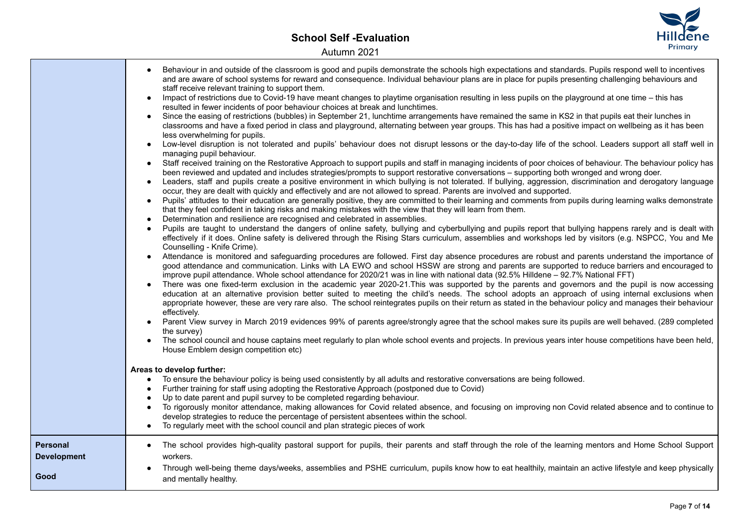| | |
|---|---|
| | • Behaviour in and outside of the classroom is good and pupils demonstrate the schools high expectations and standards. Pupils respond well to incentives and are aware of school systems for reward and consequence. Individual behaviour plans are in place for pupils presenting challenging behaviours and staff receive relevant training to support them.<br>• Impact of restrictions due to Covid-19 have meant changes to playtime organisation resulting in less pupils on the playground at one time – this has resulted in fewer incidents of poor behaviour choices at break and lunchtimes.<br>• Since the easing of restrictions (bubbles) in September 21, lunchtime arrangements have remained the same in KS2 in that pupils eat their lunches in classrooms and have a fixed period in class and playground, alternating between year groups. This has had a positive impact on wellbeing as it has been less overwhelming for pupils.<br>• Low-level disruption is not tolerated and pupils' behaviour does not disrupt lessons or the day-to-day life of the school. Leaders support all staff well in managing pupil behaviour.<br>• Staff received training on the Restorative Approach to support pupils and staff in managing incidents of poor choices of behaviour. The behaviour policy has been reviewed and updated and includes strategies/prompts to support restorative conversations – supporting both wronged and wrong doer.<br>• Leaders, staff and pupils create a positive environment in which bullying is not tolerated. If bullying, aggression, discrimination and derogatory language occur, they are dealt with quickly and effectively and are not allowed to spread. Parents are involved and supported.<br>• Pupils' attitudes to their education are generally positive, they are committed to their learning and comments from pupils during learning walks demonstrate that they feel confident in taking risks and making mistakes with the view that they will learn from them.<br>• Determination and resilience are recognised and celebrated in assemblies.<br>• Pupils are taught to understand the dangers of online safety, bullying and cyberbullying and pupils report that bullying happens rarely and is dealt with effectively if it does. Online safety is delivered through the Rising Stars curriculum, assemblies and workshops led by visitors (e.g. NSPCC, You and Me Counselling - Knife Crime).<br>• Attendance is monitored and safeguarding procedures are followed. First day absence procedures are robust and parents understand the importance of good attendance and communication. Links with LA EWO and school HSSW are strong and parents are supported to reduce barriers and encouraged to improve pupil attendance. Whole school attendance for 2020/21 was in line with national data (92.5% Hilldene – 92.7% National FFT)<br>• There was one fixed-term exclusion in the academic year 2020-21.This was supported by the parents and governors and the pupil is now accessing education at an alternative provision better suited to meeting the child's needs. The school adopts an approach of using internal exclusions when appropriate however, these are very rare also. The school reintegrates pupils on their return as stated in the behaviour policy and manages their behaviour effectively.<br>• Parent View survey in March 2019 evidences 99% of parents agree/strongly agree that the school makes sure its pupils are well behaved. (289 completed the survey)<br>• The school council and house captains meet regularly to plan whole school events and projects. In previous years inter house competitions have been held, House Emblem design competition etc)<br><br>**Areas to develop further:**<br>• To ensure the behaviour policy is being used consistently by all adults and restorative conversations are being followed.<br>• Further training for staff using adopting the Restorative Approach (postponed due to Covid)<br>• Up to date parent and pupil survey to be completed regarding behaviour.<br>• To rigorously monitor attendance, making allowances for Covid related absence, and focusing on improving non Covid related absence and to continue to develop strategies to reduce the percentage of persistent absentees within the school.<br>• To regularly meet with the school council and plan strategic pieces of work |
| **Personal Development**<br><br>**Good** | • The school provides high-quality pastoral support for pupils, their parents and staff through the role of the learning mentors and Home School Support workers.<br>• Through well-being theme days/weeks, assemblies and PSHE curriculum, pupils know how to eat healthily, maintain an active lifestyle and keep physically and mentally healthy. |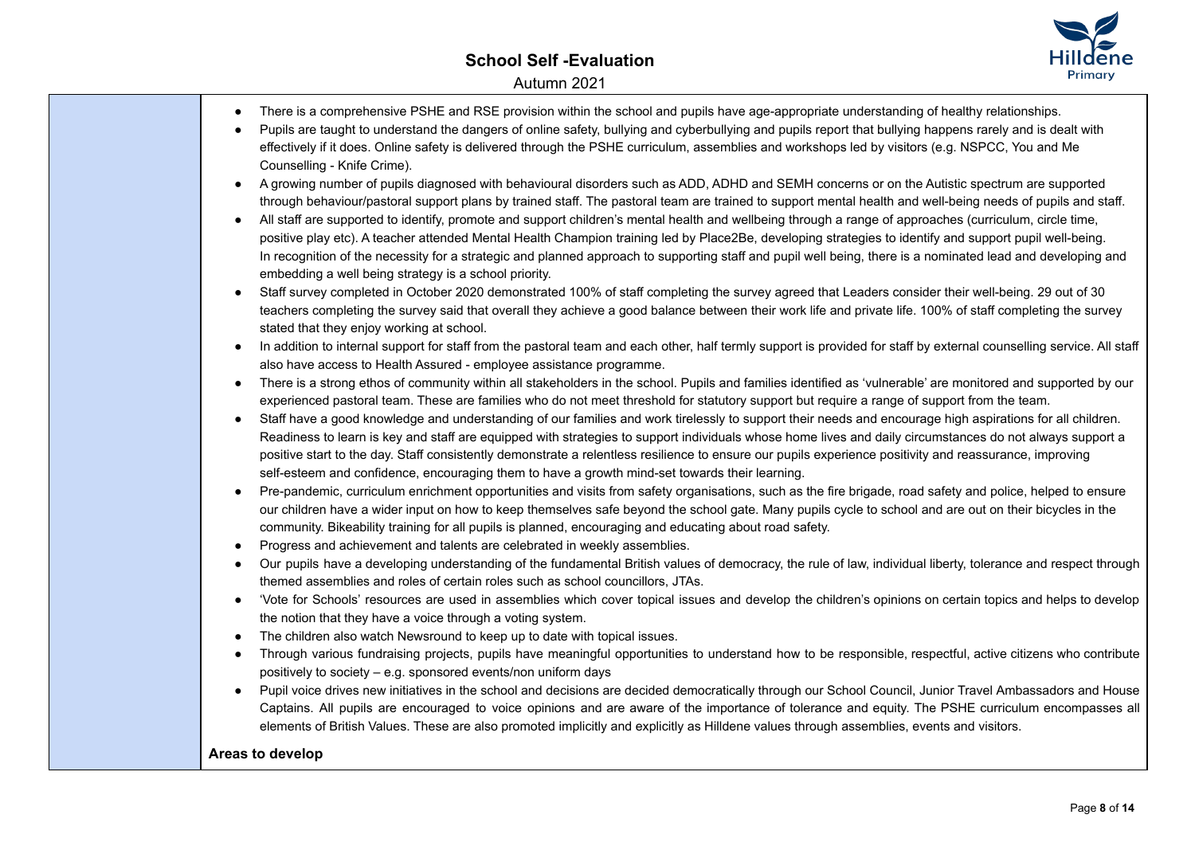- There is a comprehensive PSHE and RSE provision within the school and pupils have age-appropriate understanding of healthy relationships.
- Pupils are taught to understand the dangers of online safety, bullying and cyberbullying and pupils report that bullying happens rarely and is dealt with effectively if it does. Online safety is delivered through the PSHE curriculum, assemblies and workshops led by visitors (e.g. NSPCC, You and Me Counselling - Knife Crime).
- A growing number of pupils diagnosed with behavioural disorders such as ADD, ADHD and SEMH concerns or on the Autistic spectrum are supported through behaviour/pastoral support plans by trained staff. The pastoral team are trained to support mental health and well-being needs of pupils and staff.
- All staff are supported to identify, promote and support children's mental health and wellbeing through a range of approaches (curriculum, circle time, positive play etc). A teacher attended Mental Health Champion training led by Place2Be, developing strategies to identify and support pupil well-being. In recognition of the necessity for a strategic and planned approach to supporting staff and pupil well being, there is a nominated lead and developing and embedding a well being strategy is a school priority.
- Staff survey completed in October 2020 demonstrated 100% of staff completing the survey agreed that Leaders consider their well-being. 29 out of 30 teachers completing the survey said that overall they achieve a good balance between their work life and private life. 100% of staff completing the survey stated that they enjoy working at school.
- In addition to internal support for staff from the pastoral team and each other, half termly support is provided for staff by external counselling service. All staff also have access to Health Assured - employee assistance programme.
- There is a strong ethos of community within all stakeholders in the school. Pupils and families identified as 'vulnerable' are monitored and supported by our experienced pastoral team. These are families who do not meet threshold for statutory support but require a range of support from the team.
- Staff have a good knowledge and understanding of our families and work tirelessly to support their needs and encourage high aspirations for all children. Readiness to learn is key and staff are equipped with strategies to support individuals whose home lives and daily circumstances do not always support a positive start to the day. Staff consistently demonstrate a relentless resilience to ensure our pupils experience positivity and reassurance, improving self-esteem and confidence, encouraging them to have a growth mind-set towards their learning.
- Pre-pandemic, curriculum enrichment opportunities and visits from safety organisations, such as the fire brigade, road safety and police, helped to ensure our children have a wider input on how to keep themselves safe beyond the school gate. Many pupils cycle to school and are out on their bicycles in the community. Bikeability training for all pupils is planned, encouraging and educating about road safety.
- Progress and achievement and talents are celebrated in weekly assemblies.
- Our pupils have a developing understanding of the fundamental British values of democracy, the rule of law, individual liberty, tolerance and respect through themed assemblies and roles of certain roles such as school councillors, JTAs.
- 'Vote for Schools' resources are used in assemblies which cover topical issues and develop the children's opinions on certain topics and helps to develop the notion that they have a voice through a voting system.
- The children also watch Newsround to keep up to date with topical issues.
- Through various fundraising projects, pupils have meaningful opportunities to understand how to be responsible, respectful, active citizens who contribute positively to society – e.g. sponsored events/non uniform days
- Pupil voice drives new initiatives in the school and decisions are decided democratically through our School Council, Junior Travel Ambassadors and House Captains. All pupils are encouraged to voice opinions and are aware of the importance of tolerance and equity. The PSHE curriculum encompasses all elements of British Values. These are also promoted implicitly and explicitly as Hilldene values through assemblies, events and visitors.

**Areas to develop**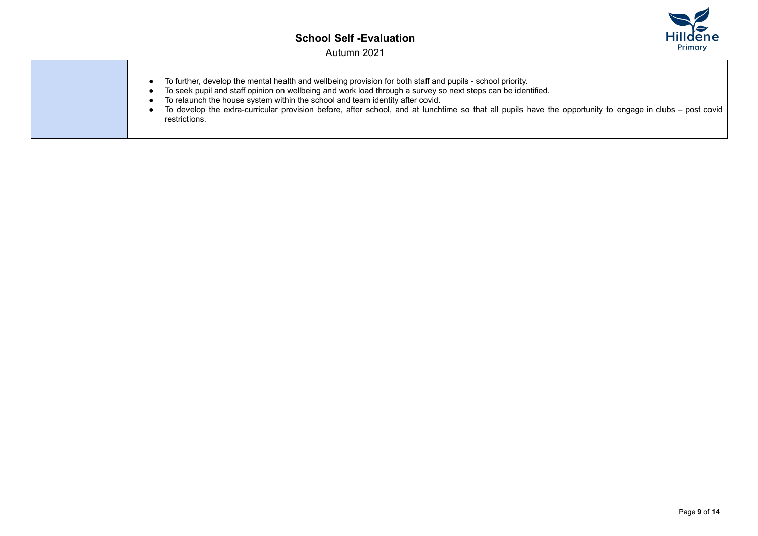| | |
|---|---|
| | - To further, develop the mental health and wellbeing provision for both staff and pupils - school priority.<br>- To seek pupil and staff opinion on wellbeing and work load through a survey so next steps can be identified.<br>- To relaunch the house system within the school and team identity after covid.<br>- To develop the extra-curricular provision before, after school, and at lunchtime so that all pupils have the opportunity to engage in clubs – post covid restrictions. |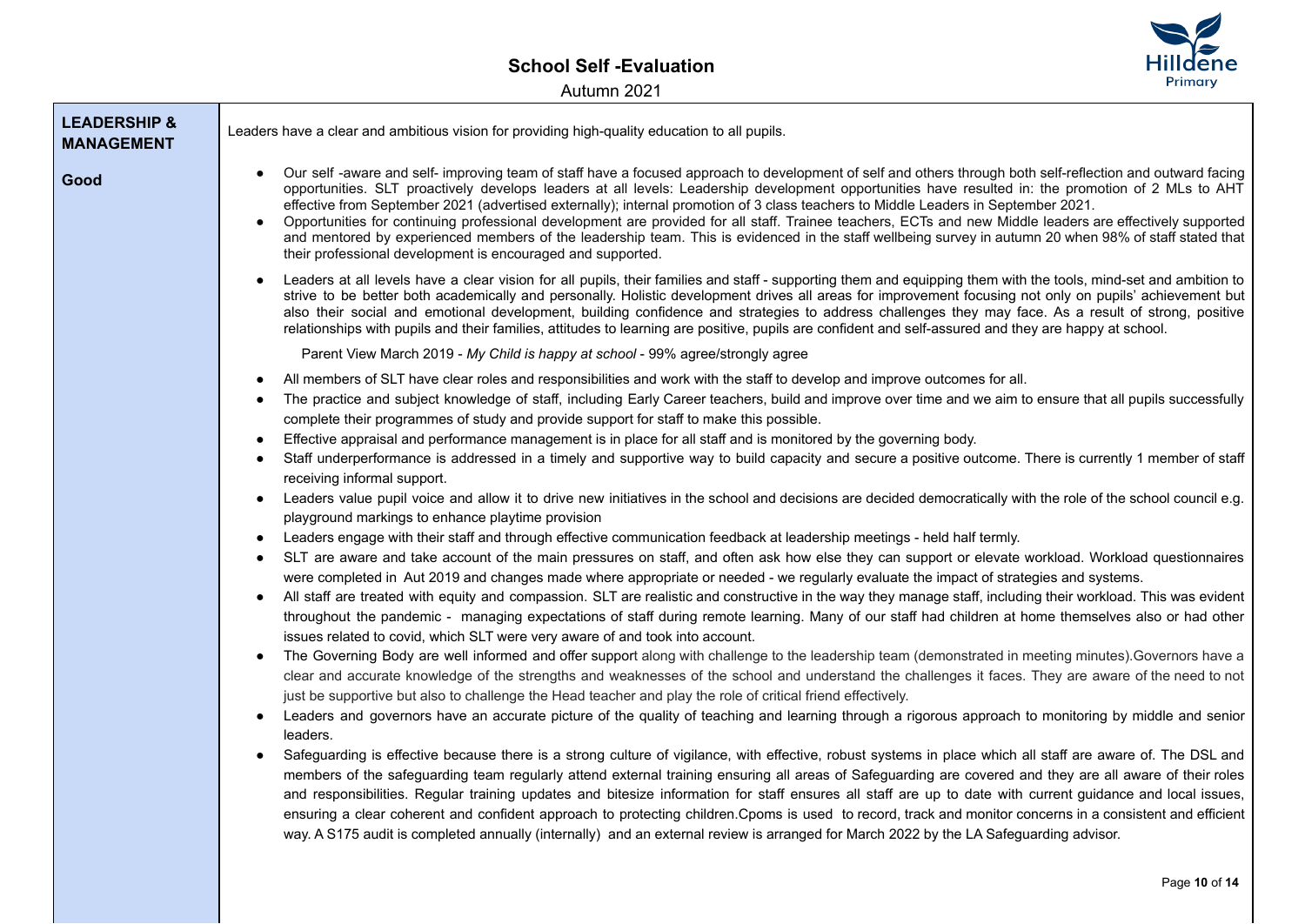# School Self -Evaluation

Autumn 2021

**LEADERSHIP & MANAGEMENT**

**Good**

Leaders have a clear and ambitious vision for providing high-quality education to all pupils.

- Our self -aware and self- improving team of staff have a focused approach to development of self and others through both self-reflection and outward facing opportunities. SLT proactively develops leaders at all levels: Leadership development opportunities have resulted in: the promotion of 2 MLs to AHT effective from September 2021 (advertised externally); internal promotion of 3 class teachers to Middle Leaders in September 2021.
- Opportunities for continuing professional development are provided for all staff. Trainee teachers, ECTs and new Middle leaders are effectively supported and mentored by experienced members of the leadership team. This is evidenced in the staff wellbeing survey in autumn 20 when 98% of staff stated that their professional development is encouraged and supported.
- Leaders at all levels have a clear vision for all pupils, their families and staff - supporting them and equipping them with the tools, mind-set and ambition to strive to be better both academically and personally. Holistic development drives all areas for improvement focusing not only on pupils' achievement but also their social and emotional development, building confidence and strategies to address challenges they may face. As a result of strong, positive relationships with pupils and their families, attitudes to learning are positive, pupils are confident and self-assured and they are happy at school.

  Parent View March 2019 - *My Child is happy at school* - 99% agree/strongly agree

- All members of SLT have clear roles and responsibilities and work with the staff to develop and improve outcomes for all.
- The practice and subject knowledge of staff, including Early Career teachers, build and improve over time and we aim to ensure that all pupils successfully complete their programmes of study and provide support for staff to make this possible.
- Effective appraisal and performance management is in place for all staff and is monitored by the governing body.
- Staff underperformance is addressed in a timely and supportive way to build capacity and secure a positive outcome. There is currently 1 member of staff receiving informal support.
- Leaders value pupil voice and allow it to drive new initiatives in the school and decisions are decided democratically with the role of the school council e.g. playground markings to enhance playtime provision
- Leaders engage with their staff and through effective communication feedback at leadership meetings - held half termly.
- SLT are aware and take account of the main pressures on staff, and often ask how else they can support or elevate workload. Workload questionnaires were completed in Aut 2019 and changes made where appropriate or needed - we regularly evaluate the impact of strategies and systems.
- All staff are treated with equity and compassion. SLT are realistic and constructive in the way they manage staff, including their workload. This was evident throughout the pandemic - managing expectations of staff during remote learning. Many of our staff had children at home themselves also or had other issues related to covid, which SLT were very aware of and took into account.
- The Governing Body are well informed and offer support along with challenge to the leadership team (demonstrated in meeting minutes).Governors have a clear and accurate knowledge of the strengths and weaknesses of the school and understand the challenges it faces. They are aware of the need to not just be supportive but also to challenge the Head teacher and play the role of critical friend effectively.
- Leaders and governors have an accurate picture of the quality of teaching and learning through a rigorous approach to monitoring by middle and senior leaders.
- Safeguarding is effective because there is a strong culture of vigilance, with effective, robust systems in place which all staff are aware of. The DSL and members of the safeguarding team regularly attend external training ensuring all areas of Safeguarding are covered and they are all aware of their roles and responsibilities. Regular training updates and bitesize information for staff ensures all staff are up to date with current guidance and local issues, ensuring a clear coherent and confident approach to protecting children.Cpoms is used to record, track and monitor concerns in a consistent and efficient way. A S175 audit is completed annually (internally) and an external review is arranged for March 2022 by the LA Safeguarding advisor.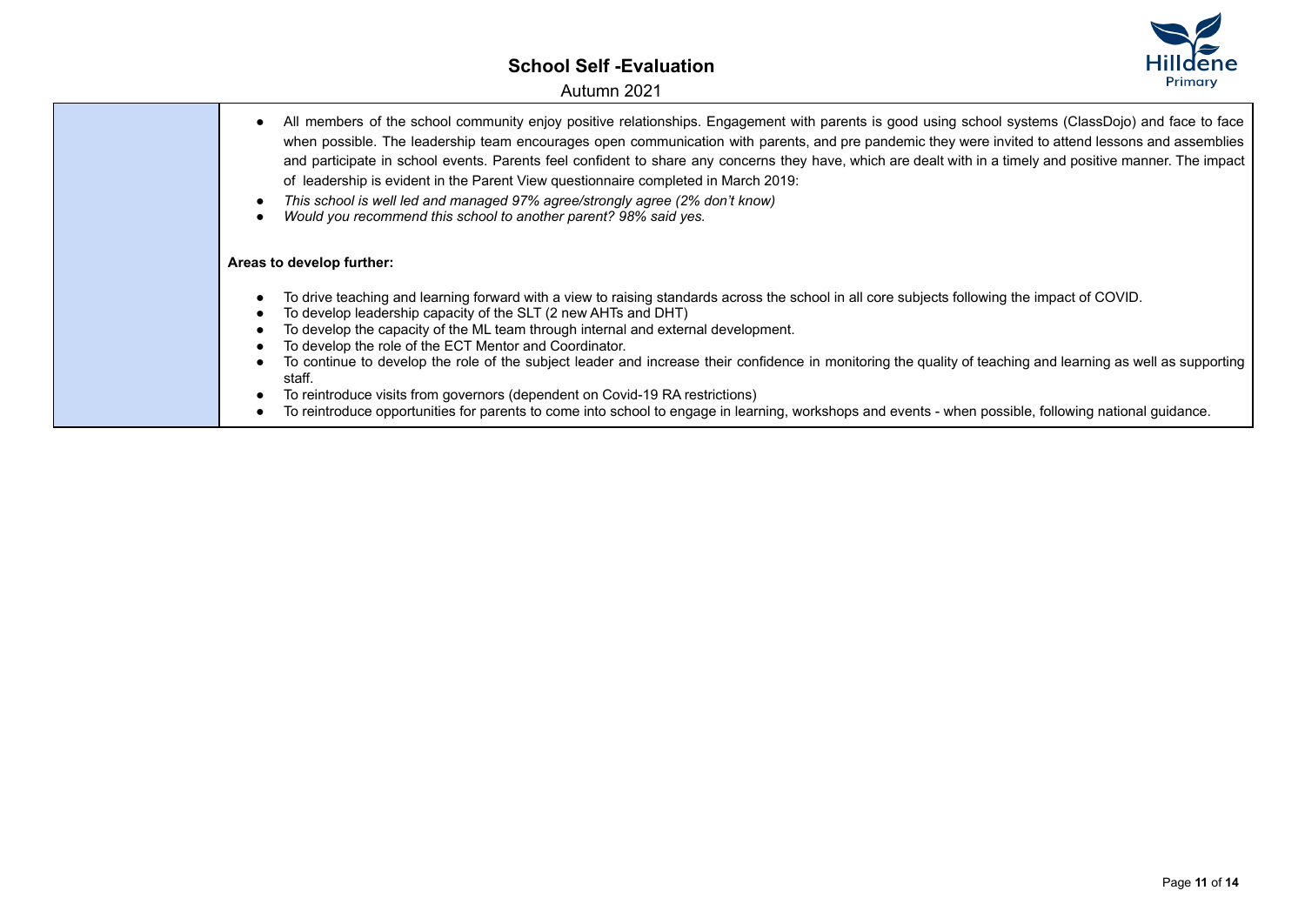| | |
|---|---|
| | <ul><li>All members of the school community enjoy positive relationships. Engagement with parents is good using school systems (ClassDojo) and face to face when possible. The leadership team encourages open communication with parents, and pre pandemic they were invited to attend lessons and assemblies and participate in school events. Parents feel confident to share any concerns they have, which are dealt with in a timely and positive manner. The impact of leadership is evident in the Parent View questionnaire completed in March 2019:</li><li>*This school is well led and managed 97% agree/strongly agree (2% don't know)*</li><li>*Would you recommend this school to another parent? 98% said yes.*</li></ul>**Areas to develop further:**<ul><li>To drive teaching and learning forward with a view to raising standards across the school in all core subjects following the impact of COVID.</li><li>To develop leadership capacity of the SLT (2 new AHTs and DHT)</li><li>To develop the capacity of the ML team through internal and external development.</li><li>To develop the role of the ECT Mentor and Coordinator.</li><li>To continue to develop the role of the subject leader and increase their confidence in monitoring the quality of teaching and learning as well as supporting staff.</li><li>To reintroduce visits from governors (dependent on Covid-19 RA restrictions)</li><li>To reintroduce opportunities for parents to come into school to engage in learning, workshops and events - when possible, following national guidance.</li></ul> |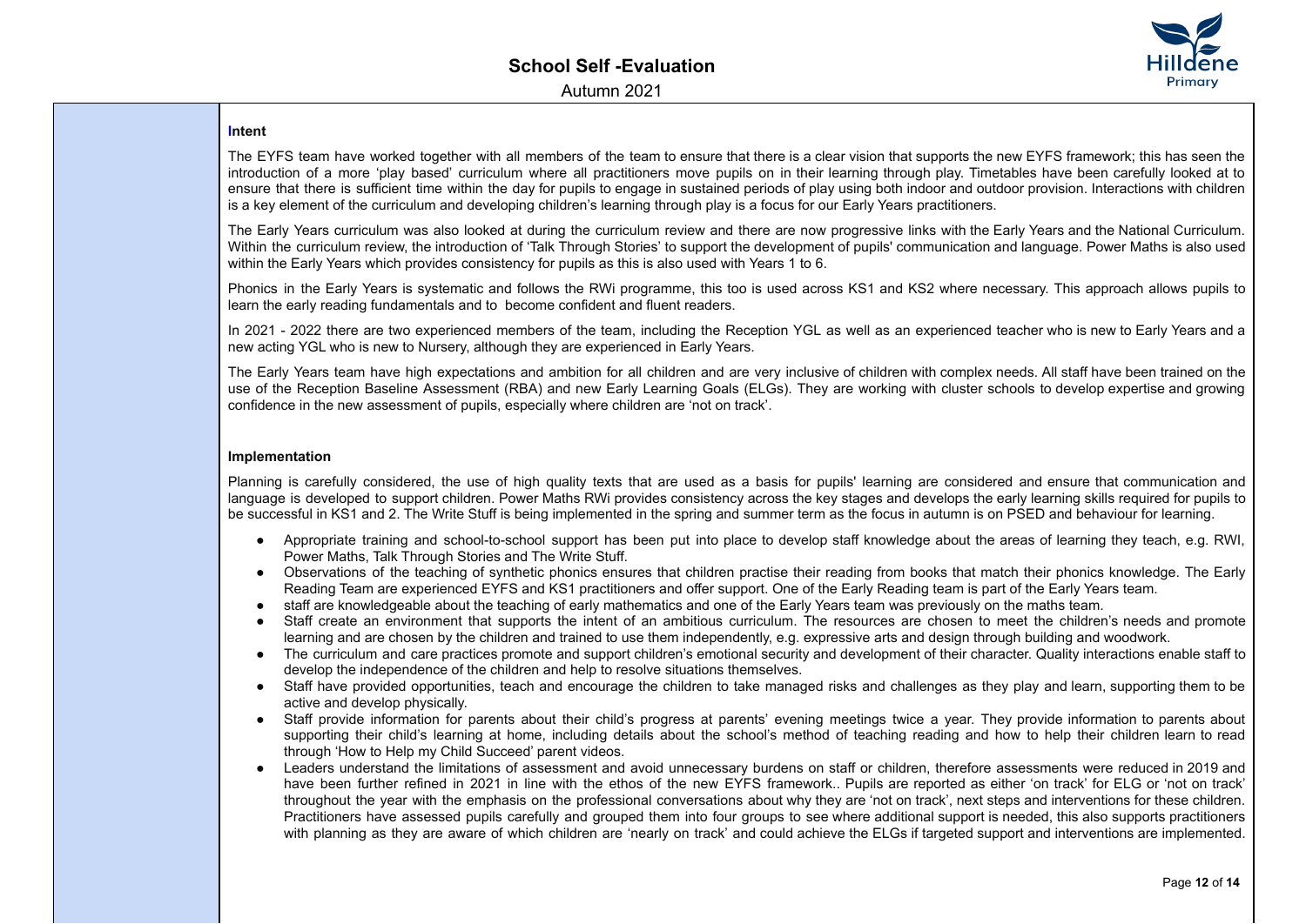**Intent**

The EYFS team have worked together with all members of the team to ensure that there is a clear vision that supports the new EYFS framework; this has seen the introduction of a more 'play based' curriculum where all practitioners move pupils on in their learning through play. Timetables have been carefully looked at to ensure that there is sufficient time within the day for pupils to engage in sustained periods of play using both indoor and outdoor provision. Interactions with children is a key element of the curriculum and developing children's learning through play is a focus for our Early Years practitioners.

The Early Years curriculum was also looked at during the curriculum review and there are now progressive links with the Early Years and the National Curriculum. Within the curriculum review, the introduction of 'Talk Through Stories' to support the development of pupils' communication and language. Power Maths is also used within the Early Years which provides consistency for pupils as this is also used with Years 1 to 6.

Phonics in the Early Years is systematic and follows the RWi programme, this too is used across KS1 and KS2 where necessary. This approach allows pupils to learn the early reading fundamentals and to become confident and fluent readers.

In 2021 - 2022 there are two experienced members of the team, including the Reception YGL as well as an experienced teacher who is new to Early Years and a new acting YGL who is new to Nursery, although they are experienced in Early Years.

The Early Years team have high expectations and ambition for all children and are very inclusive of children with complex needs. All staff have been trained on the use of the Reception Baseline Assessment (RBA) and new Early Learning Goals (ELGs). They are working with cluster schools to develop expertise and growing confidence in the new assessment of pupils, especially where children are 'not on track'.

**Implementation**

Planning is carefully considered, the use of high quality texts that are used as a basis for pupils' learning are considered and ensure that communication and language is developed to support children. Power Maths RWi provides consistency across the key stages and develops the early learning skills required for pupils to be successful in KS1 and 2. The Write Stuff is being implemented in the spring and summer term as the focus in autumn is on PSED and behaviour for learning.

- Appropriate training and school-to-school support has been put into place to develop staff knowledge about the areas of learning they teach, e.g. RWI, Power Maths, Talk Through Stories and The Write Stuff.
- Observations of the teaching of synthetic phonics ensures that children practise their reading from books that match their phonics knowledge. The Early Reading Team are experienced EYFS and KS1 practitioners and offer support. One of the Early Reading team is part of the Early Years team.
- staff are knowledgeable about the teaching of early mathematics and one of the Early Years team was previously on the maths team.
- Staff create an environment that supports the intent of an ambitious curriculum. The resources are chosen to meet the children's needs and promote learning and are chosen by the children and trained to use them independently, e.g. expressive arts and design through building and woodwork.
- The curriculum and care practices promote and support children's emotional security and development of their character. Quality interactions enable staff to develop the independence of the children and help to resolve situations themselves.
- Staff have provided opportunities, teach and encourage the children to take managed risks and challenges as they play and learn, supporting them to be active and develop physically.
- Staff provide information for parents about their child's progress at parents' evening meetings twice a year. They provide information to parents about supporting their child's learning at home, including details about the school's method of teaching reading and how to help their children learn to read through 'How to Help my Child Succeed' parent videos.
- Leaders understand the limitations of assessment and avoid unnecessary burdens on staff or children, therefore assessments were reduced in 2019 and have been further refined in 2021 in line with the ethos of the new EYFS framework.. Pupils are reported as either 'on track' for ELG or 'not on track' throughout the year with the emphasis on the professional conversations about why they are 'not on track', next steps and interventions for these children. Practitioners have assessed pupils carefully and grouped them into four groups to see where additional support is needed, this also supports practitioners with planning as they are aware of which children are 'nearly on track' and could achieve the ELGs if targeted support and interventions are implemented.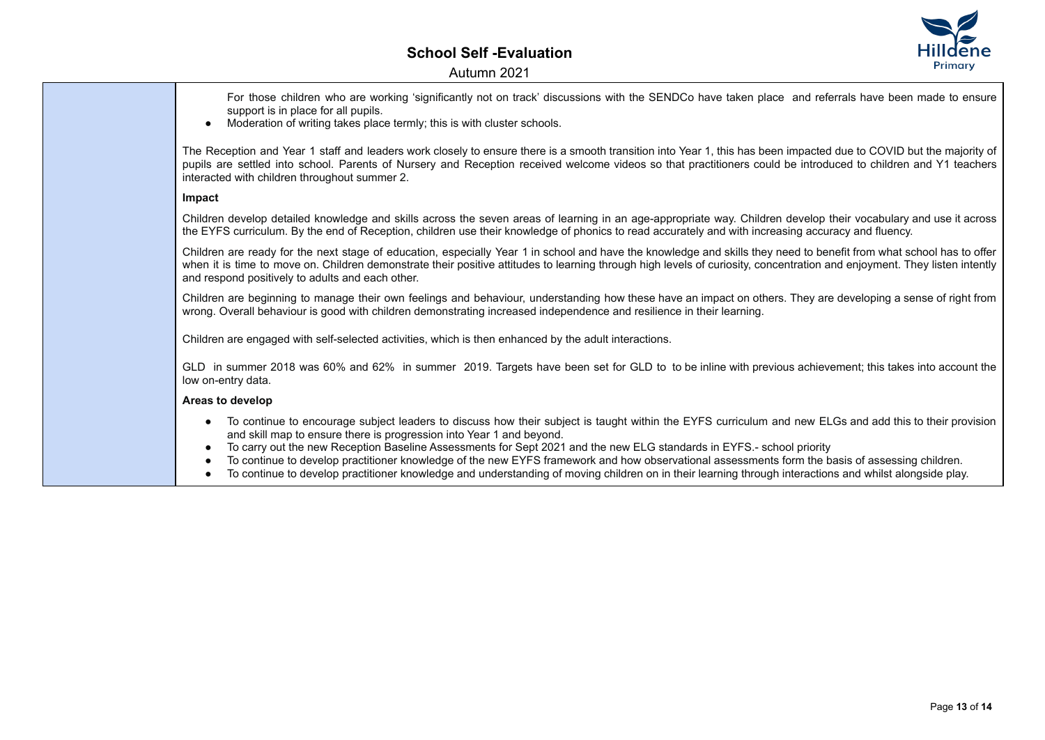For those children who are working 'significantly not on track' discussions with the SENDCo have taken place and referrals have been made to ensure support is in place for all pupils.
- Moderation of writing takes place termly; this is with cluster schools.

The Reception and Year 1 staff and leaders work closely to ensure there is a smooth transition into Year 1, this has been impacted due to COVID but the majority of pupils are settled into school. Parents of Nursery and Reception received welcome videos so that practitioners could be introduced to children and Y1 teachers interacted with children throughout summer 2.

**Impact**

Children develop detailed knowledge and skills across the seven areas of learning in an age-appropriate way. Children develop their vocabulary and use it across the EYFS curriculum. By the end of Reception, children use their knowledge of phonics to read accurately and with increasing accuracy and fluency.

Children are ready for the next stage of education, especially Year 1 in school and have the knowledge and skills they need to benefit from what school has to offer when it is time to move on. Children demonstrate their positive attitudes to learning through high levels of curiosity, concentration and enjoyment. They listen intently and respond positively to adults and each other.

Children are beginning to manage their own feelings and behaviour, understanding how these have an impact on others. They are developing a sense of right from wrong. Overall behaviour is good with children demonstrating increased independence and resilience in their learning.

Children are engaged with self-selected activities, which is then enhanced by the adult interactions.

GLD in summer 2018 was 60% and 62% in summer 2019. Targets have been set for GLD to to be inline with previous achievement; this takes into account the low on-entry data.

**Areas to develop**

- To continue to encourage subject leaders to discuss how their subject is taught within the EYFS curriculum and new ELGs and add this to their provision and skill map to ensure there is progression into Year 1 and beyond.
- To carry out the new Reception Baseline Assessments for Sept 2021 and the new ELG standards in EYFS.- school priority
- To continue to develop practitioner knowledge of the new EYFS framework and how observational assessments form the basis of assessing children.
- To continue to develop practitioner knowledge and understanding of moving children on in their learning through interactions and whilst alongside play.